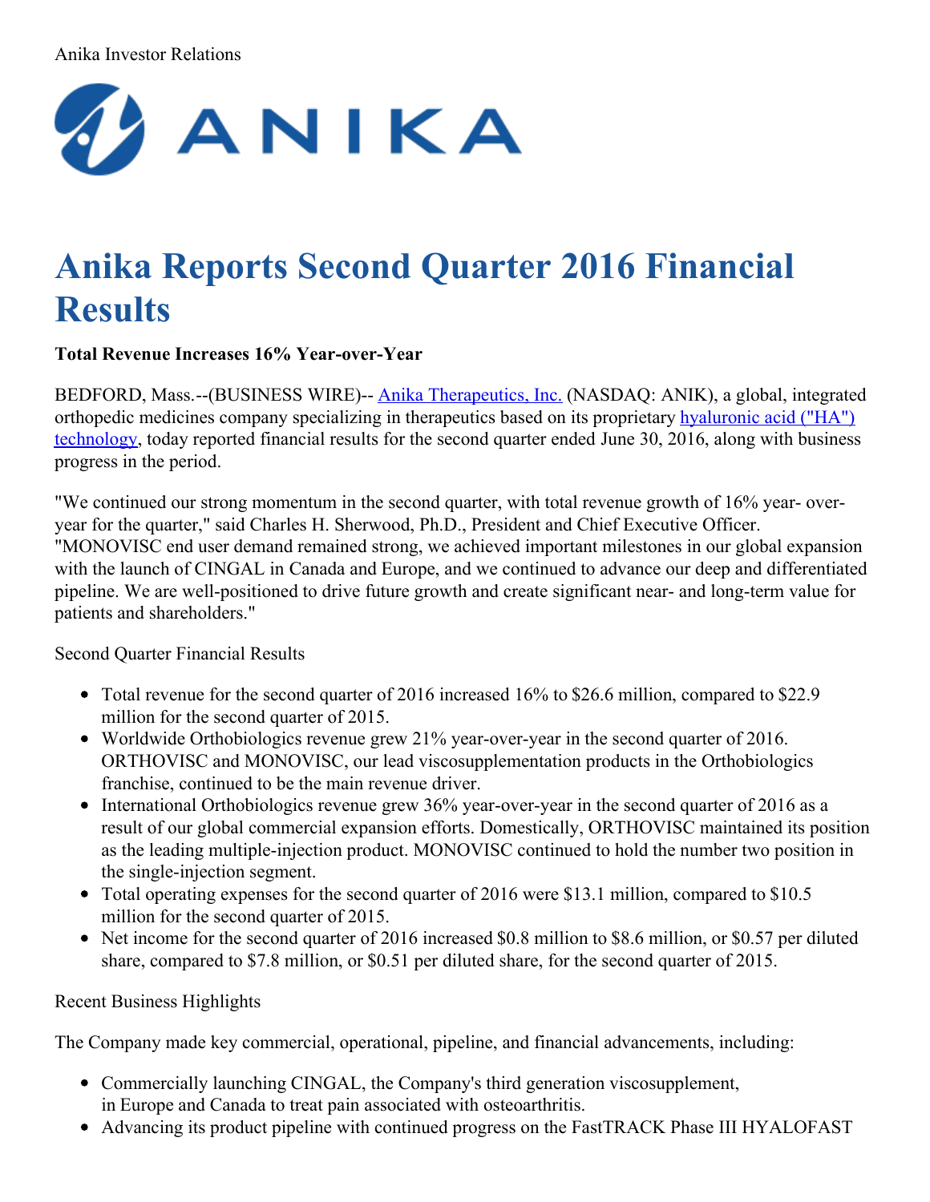Anika Investor Relations

# Anika Reports Second Quarter 2016 Financial Results

**Total Revenue Increases 16% Year-over-Year**

BEDFORD, Mass.--(BUSINESS WIRE)-- Anika Therapeutics, Inc. (NASDAQ: ANIK), a global, integrated orthopedic medicines company specializing in therapeutics based on its proprietary hyaluronic acid ("HA") technology, today reported financial results for the second quarter ended June 30, 2016, along with business progress in the period.

"We continued our strong momentum in the second quarter, with total revenue growth of 16% year- over-year for the quarter," said Charles H. Sherwood, Ph.D., President and Chief Executive Officer. "MONOVISC end user demand remained strong, we achieved important milestones in our global expansion with the launch of CINGAL in Canada and Europe, and we continued to advance our deep and differentiated pipeline. We are well-positioned to drive future growth and create significant near- and long-term value for patients and shareholders."

Second Quarter Financial Results

- Total revenue for the second quarter of 2016 increased 16% to $26.6 million, compared to $22.9 million for the second quarter of 2015.
- Worldwide Orthobiologics revenue grew 21% year-over-year in the second quarter of 2016. ORTHOVISC and MONOVISC, our lead viscosupplementation products in the Orthobiologics franchise, continued to be the main revenue driver.
- International Orthobiologics revenue grew 36% year-over-year in the second quarter of 2016 as a result of our global commercial expansion efforts. Domestically, ORTHOVISC maintained its position as the leading multiple-injection product. MONOVISC continued to hold the number two position in the single-injection segment.
- Total operating expenses for the second quarter of 2016 were $13.1 million, compared to $10.5 million for the second quarter of 2015.
- Net income for the second quarter of 2016 increased $0.8 million to $8.6 million, or $0.57 per diluted share, compared to $7.8 million, or $0.51 per diluted share, for the second quarter of 2015.

Recent Business Highlights

The Company made key commercial, operational, pipeline, and financial advancements, including:

- Commercially launching CINGAL, the Company's third generation viscosupplement, in Europe and Canada to treat pain associated with osteoarthritis.
- Advancing its product pipeline with continued progress on the FastTRACK Phase III HYALOFAST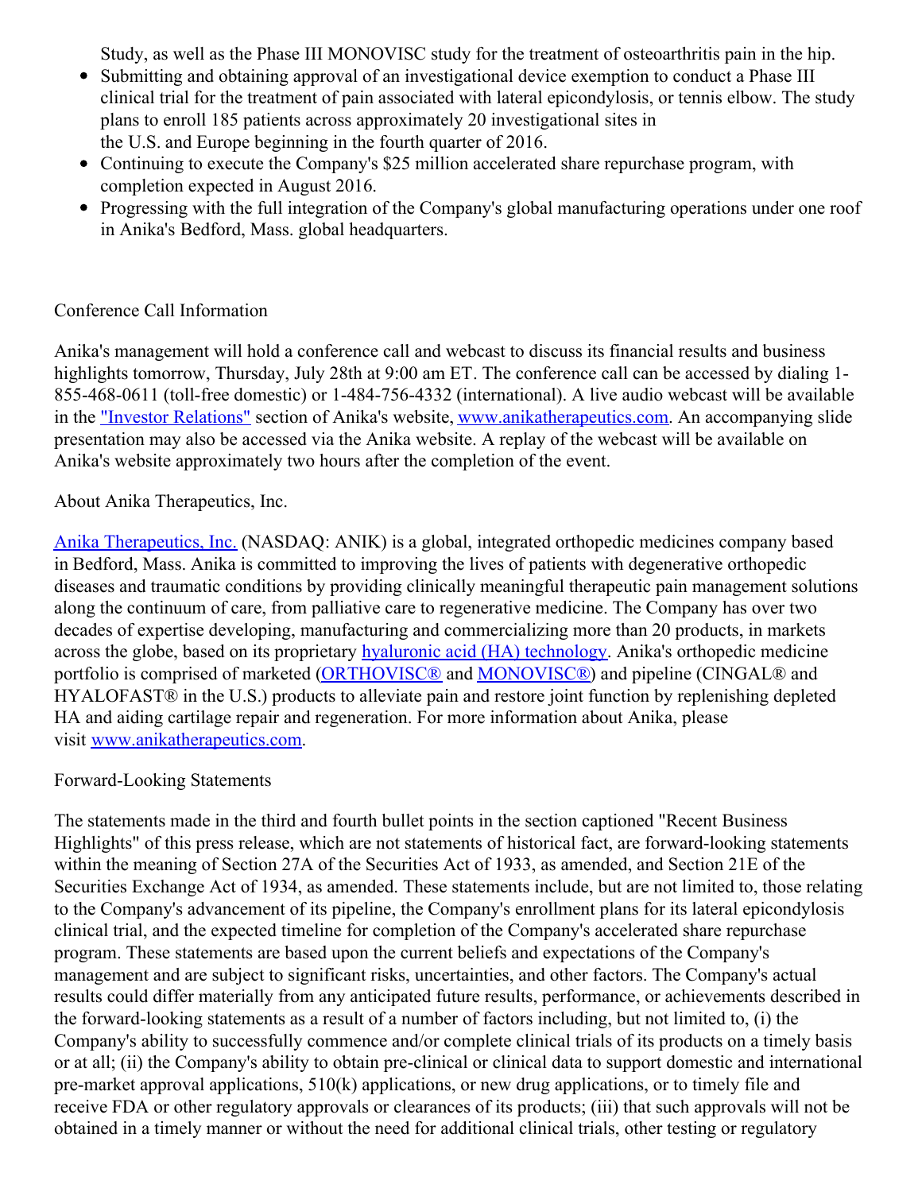Study, as well as the Phase III MONOVISC study for the treatment of osteoarthritis pain in the hip.

- Submitting and obtaining approval of an investigational device exemption to conduct a Phase III clinical trial for the treatment of pain associated with lateral epicondylosis, or tennis elbow. The study plans to enroll 185 patients across approximately 20 investigational sites in the U.S. and Europe beginning in the fourth quarter of 2016.
- Continuing to execute the Company's $25 million accelerated share repurchase program, with completion expected in August 2016.
- Progressing with the full integration of the Company's global manufacturing operations under one roof in Anika's Bedford, Mass. global headquarters.

Conference Call Information

Anika's management will hold a conference call and webcast to discuss its financial results and business highlights tomorrow, Thursday, July 28th at 9:00 am ET. The conference call can be accessed by dialing 1-855-468-0611 (toll-free domestic) or 1-484-756-4332 (international). A live audio webcast will be available in the "Investor Relations" section of Anika's website, www.anikatherapeutics.com. An accompanying slide presentation may also be accessed via the Anika website. A replay of the webcast will be available on Anika's website approximately two hours after the completion of the event.

About Anika Therapeutics, Inc.

Anika Therapeutics, Inc. (NASDAQ: ANIK) is a global, integrated orthopedic medicines company based in Bedford, Mass. Anika is committed to improving the lives of patients with degenerative orthopedic diseases and traumatic conditions by providing clinically meaningful therapeutic pain management solutions along the continuum of care, from palliative care to regenerative medicine. The Company has over two decades of expertise developing, manufacturing and commercializing more than 20 products, in markets across the globe, based on its proprietary hyaluronic acid (HA) technology. Anika's orthopedic medicine portfolio is comprised of marketed (ORTHOVISC® and MONOVISC®) and pipeline (CINGAL® and HYALOFAST® in the U.S.) products to alleviate pain and restore joint function by replenishing depleted HA and aiding cartilage repair and regeneration. For more information about Anika, please visit www.anikatherapeutics.com.

Forward-Looking Statements

The statements made in the third and fourth bullet points in the section captioned "Recent Business Highlights" of this press release, which are not statements of historical fact, are forward-looking statements within the meaning of Section 27A of the Securities Act of 1933, as amended, and Section 21E of the Securities Exchange Act of 1934, as amended. These statements include, but are not limited to, those relating to the Company's advancement of its pipeline, the Company's enrollment plans for its lateral epicondylosis clinical trial, and the expected timeline for completion of the Company's accelerated share repurchase program. These statements are based upon the current beliefs and expectations of the Company's management and are subject to significant risks, uncertainties, and other factors. The Company's actual results could differ materially from any anticipated future results, performance, or achievements described in the forward-looking statements as a result of a number of factors including, but not limited to, (i) the Company's ability to successfully commence and/or complete clinical trials of its products on a timely basis or at all; (ii) the Company's ability to obtain pre-clinical or clinical data to support domestic and international pre-market approval applications, 510(k) applications, or new drug applications, or to timely file and receive FDA or other regulatory approvals or clearances of its products; (iii) that such approvals will not be obtained in a timely manner or without the need for additional clinical trials, other testing or regulatory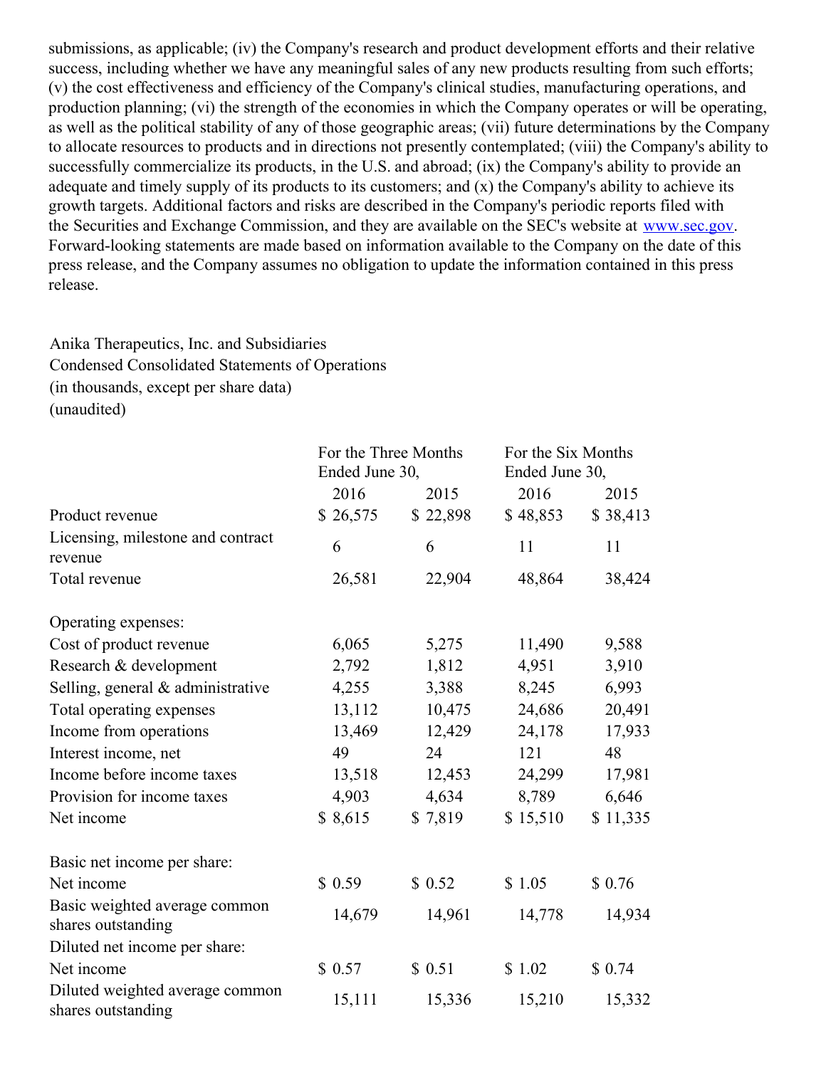submissions, as applicable; (iv) the Company's research and product development efforts and their relative success, including whether we have any meaningful sales of any new products resulting from such efforts; (v) the cost effectiveness and efficiency of the Company's clinical studies, manufacturing operations, and production planning; (vi) the strength of the economies in which the Company operates or will be operating, as well as the political stability of any of those geographic areas; (vii) future determinations by the Company to allocate resources to products and in directions not presently contemplated; (viii) the Company's ability to successfully commercialize its products, in the U.S. and abroad; (ix) the Company's ability to provide an adequate and timely supply of its products to its customers; and (x) the Company's ability to achieve its growth targets. Additional factors and risks are described in the Company's periodic reports filed with the Securities and Exchange Commission, and they are available on the SEC's website at www.sec.gov. Forward-looking statements are made based on information available to the Company on the date of this press release, and the Company assumes no obligation to update the information contained in this press release.

Anika Therapeutics, Inc. and Subsidiaries
Condensed Consolidated Statements of Operations
(in thousands, except per share data)
(unaudited)

| | For the Three Months Ended June 30, | | For the Six Months Ended June 30, | |
|---|---|---|---|---|
| | 2016 | 2015 | 2016 | 2015 |
| Product revenue | $ 26,575 | $ 22,898 | $ 48,853 | $ 38,413 |
| Licensing, milestone and contract revenue | 6 | 6 | 11 | 11 |
| Total revenue | 26,581 | 22,904 | 48,864 | 38,424 |
| | | | | |
| Operating expenses: | | | | |
| Cost of product revenue | 6,065 | 5,275 | 11,490 | 9,588 |
| Research & development | 2,792 | 1,812 | 4,951 | 3,910 |
| Selling, general & administrative | 4,255 | 3,388 | 8,245 | 6,993 |
| Total operating expenses | 13,112 | 10,475 | 24,686 | 20,491 |
| Income from operations | 13,469 | 12,429 | 24,178 | 17,933 |
| Interest income, net | 49 | 24 | 121 | 48 |
| Income before income taxes | 13,518 | 12,453 | 24,299 | 17,981 |
| Provision for income taxes | 4,903 | 4,634 | 8,789 | 6,646 |
| Net income | $ 8,615 | $ 7,819 | $ 15,510 | $ 11,335 |
| | | | | |
| Basic net income per share: | | | | |
| Net income | $ 0.59 | $ 0.52 | $ 1.05 | $ 0.76 |
| Basic weighted average common shares outstanding | 14,679 | 14,961 | 14,778 | 14,934 |
| Diluted net income per share: | | | | |
| Net income | $ 0.57 | $ 0.51 | $ 1.02 | $ 0.74 |
| Diluted weighted average common shares outstanding | 15,111 | 15,336 | 15,210 | 15,332 |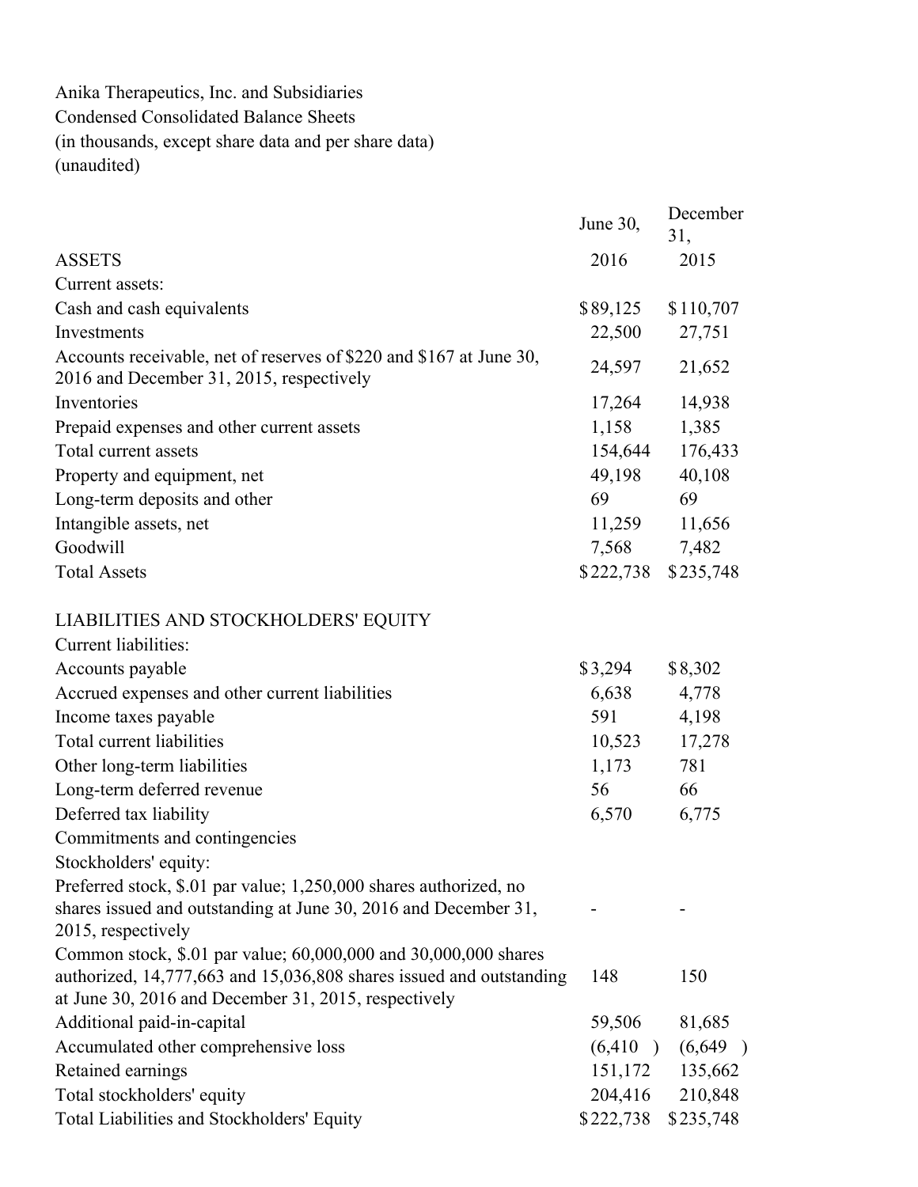Anika Therapeutics, Inc. and Subsidiaries
Condensed Consolidated Balance Sheets
(in thousands, except share data and per share data)
(unaudited)

| | June 30, | December 31, |
|---|---|---|
| ASSETS | 2016 | 2015 |
| Current assets: | | |
| Cash and cash equivalents | $89,125 | $110,707 |
| Investments | 22,500 | 27,751 |
| Accounts receivable, net of reserves of $220 and $167 at June 30, 2016 and December 31, 2015, respectively | 24,597 | 21,652 |
| Inventories | 17,264 | 14,938 |
| Prepaid expenses and other current assets | 1,158 | 1,385 |
| Total current assets | 154,644 | 176,433 |
| Property and equipment, net | 49,198 | 40,108 |
| Long-term deposits and other | 69 | 69 |
| Intangible assets, net | 11,259 | 11,656 |
| Goodwill | 7,568 | 7,482 |
| Total Assets | $222,738 | $235,748 |
| | | |
| LIABILITIES AND STOCKHOLDERS' EQUITY | | |
| Current liabilities: | | |
| Accounts payable | $3,294 | $8,302 |
| Accrued expenses and other current liabilities | 6,638 | 4,778 |
| Income taxes payable | 591 | 4,198 |
| Total current liabilities | 10,523 | 17,278 |
| Other long-term liabilities | 1,173 | 781 |
| Long-term deferred revenue | 56 | 66 |
| Deferred tax liability | 6,570 | 6,775 |
| Commitments and contingencies | | |
| Stockholders' equity: | | |
| Preferred stock, $.01 par value; 1,250,000 shares authorized, no shares issued and outstanding at June 30, 2016 and December 31, 2015, respectively | - | - |
| Common stock, $.01 par value; 60,000,000 and 30,000,000 shares authorized, 14,777,663 and 15,036,808 shares issued and outstanding at June 30, 2016 and December 31, 2015, respectively | 148 | 150 |
| Additional paid-in-capital | 59,506 | 81,685 |
| Accumulated other comprehensive loss | (6,410 ) | (6,649 ) |
| Retained earnings | 151,172 | 135,662 |
| Total stockholders' equity | 204,416 | 210,848 |
| Total Liabilities and Stockholders' Equity | $222,738 | $235,748 |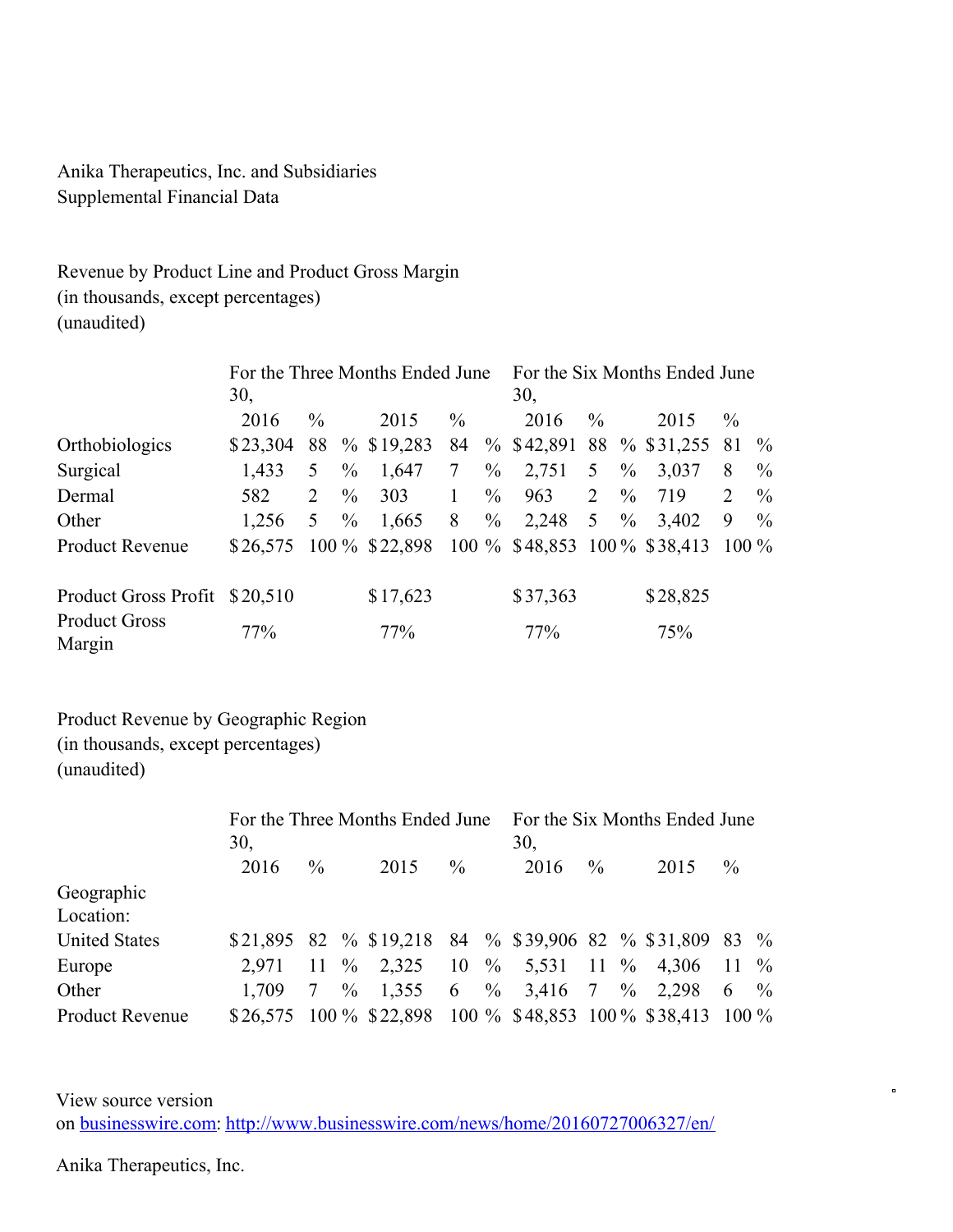Anika Therapeutics, Inc. and Subsidiaries
Supplemental Financial Data

Revenue by Product Line and Product Gross Margin
(in thousands, except percentages)
(unaudited)

| | For the Three Months Ended June 30, | | | | For the Six Months Ended June 30, | | | |
|---|---|---|---|---|---|---|---|---|
| | 2016 | % | 2015 | % | 2016 | % | 2015 | % |
| Orthobiologics | $23,304 | 88 % | $19,283 | 84 % | $42,891 | 88 % | $31,255 | 81 % |
| Surgical | 1,433 | 5 % | 1,647 | 7 % | 2,751 | 5 % | 3,037 | 8 % |
| Dermal | 582 | 2 % | 303 | 1 % | 963 | 2 % | 719 | 2 % |
| Other | 1,256 | 5 % | 1,665 | 8 % | 2,248 | 5 % | 3,402 | 9 % |
| Product Revenue | $26,575 | 100 % | $22,898 | 100 % | $48,853 | 100 % | $38,413 | 100 % |
| | | | | | | | | |
| Product Gross Profit | $20,510 | | $17,623 | | $37,363 | | $28,825 | |
| Product Gross Margin | 77% | | 77% | | 77% | | 75% | |

Product Revenue by Geographic Region
(in thousands, except percentages)
(unaudited)

| | For the Three Months Ended June 30, | | | | For the Six Months Ended June 30, | | | |
|---|---|---|---|---|---|---|---|---|
| | 2016 | % | 2015 | % | 2016 | % | 2015 | % |
| Geographic Location: | | | | | | | | |
| United States | $21,895 | 82 % | $19,218 | 84 % | $39,906 | 82 % | $31,809 | 83 % |
| Europe | 2,971 | 11 % | 2,325 | 10 % | 5,531 | 11 % | 4,306 | 11 % |
| Other | 1,709 | 7 % | 1,355 | 6 % | 3,416 | 7 % | 2,298 | 6 % |
| Product Revenue | $26,575 | 100 % | $22,898 | 100 % | $48,853 | 100 % | $38,413 | 100 % |

View source version on businesswire.com: http://www.businesswire.com/news/home/20160727006327/en/

Anika Therapeutics, Inc.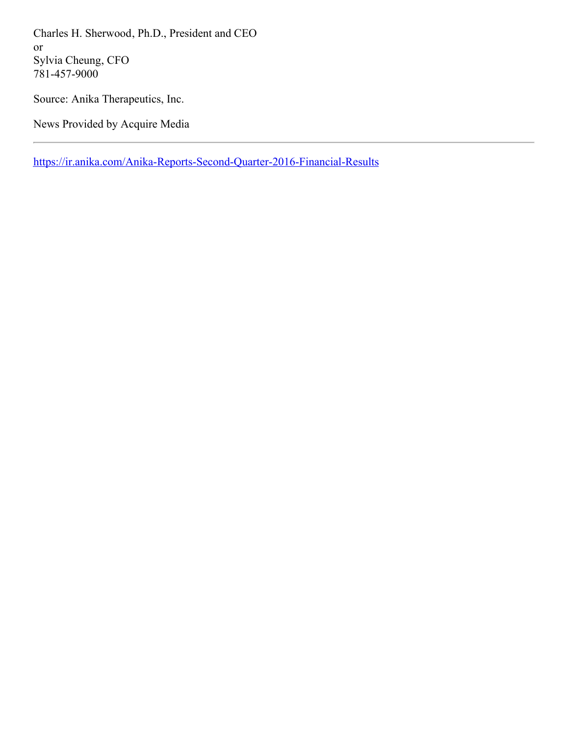Charles H. Sherwood, Ph.D., President and CEO
or
Sylvia Cheung, CFO
781-457-9000

Source: Anika Therapeutics, Inc.

News Provided by Acquire Media

---

https://ir.anika.com/Anika-Reports-Second-Quarter-2016-Financial-Results